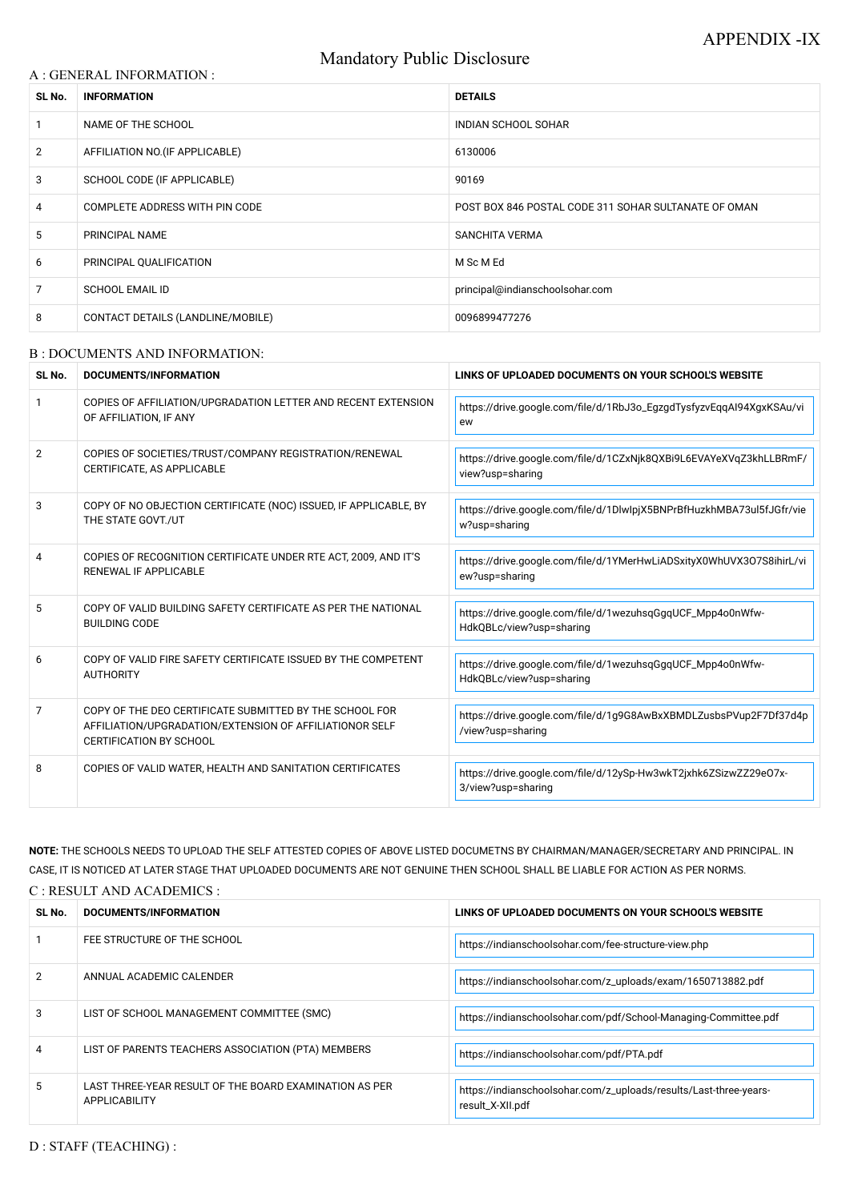APPENDIX -IX

# Mandatory Public Disclosure

## A : GENERAL INFORMATION :

| SL No. | INFORMATION | DETAILS |
|---|---|---|
| 1 | NAME OF THE SCHOOL | INDIAN SCHOOL SOHAR |
| 2 | AFFILIATION NO.(IF APPLICABLE) | 6130006 |
| 3 | SCHOOL CODE (IF APPLICABLE) | 90169 |
| 4 | COMPLETE ADDRESS WITH PIN CODE | POST BOX 846 POSTAL CODE 311 SOHAR SULTANATE OF OMAN |
| 5 | PRINCIPAL NAME | SANCHITA VERMA |
| 6 | PRINCIPAL QUALIFICATION | M Sc M Ed |
| 7 | SCHOOL EMAIL ID | principal@indianschoolsohar.com |
| 8 | CONTACT DETAILS (LANDLINE/MOBILE) | 0096899477276 |

## B : DOCUMENTS AND INFORMATION:

| SL No. | DOCUMENTS/INFORMATION | LINKS OF UPLOADED DOCUMENTS ON YOUR SCHOOL'S WEBSITE |
|---|---|---|
| 1 | COPIES OF AFFILIATION/UPGRADATION LETTER AND RECENT EXTENSION OF AFFILIATION, IF ANY | https://drive.google.com/file/d/1RbJ3o_EgzgdTysfyzvEqqAI94XgxKSAu/view |
| 2 | COPIES OF SOCIETIES/TRUST/COMPANY REGISTRATION/RENEWAL CERTIFICATE, AS APPLICABLE | https://drive.google.com/file/d/1CZxNjk8QXBi9L6EVAYeXVqZ3khLLBRmF/view?usp=sharing |
| 3 | COPY OF NO OBJECTION CERTIFICATE (NOC) ISSUED, IF APPLICABLE, BY THE STATE GOVT./UT | https://drive.google.com/file/d/1DlwIpjX5BNPrBfHuzkhMBA73ul5fJGfr/view?usp=sharing |
| 4 | COPIES OF RECOGNITION CERTIFICATE UNDER RTE ACT, 2009, AND IT'S RENEWAL IF APPLICABLE | https://drive.google.com/file/d/1YMerHwLiADSxityX0WhUVX3O7S8ihirL/view?usp=sharing |
| 5 | COPY OF VALID BUILDING SAFETY CERTIFICATE AS PER THE NATIONAL BUILDING CODE | https://drive.google.com/file/d/1wezuhsqGgqUCF_Mpp4o0nWfw-HdkQBLc/view?usp=sharing |
| 6 | COPY OF VALID FIRE SAFETY CERTIFICATE ISSUED BY THE COMPETENT AUTHORITY | https://drive.google.com/file/d/1wezuhsqGgqUCF_Mpp4o0nWfw-HdkQBLc/view?usp=sharing |
| 7 | COPY OF THE DEO CERTIFICATE SUBMITTED BY THE SCHOOL FOR AFFILIATION/UPGRADATION/EXTENSION OF AFFILIATIONOR SELF CERTIFICATION BY SCHOOL | https://drive.google.com/file/d/1g9G8AwBxXBMDLZusbsPVup2F7Df37d4p/view?usp=sharing |
| 8 | COPIES OF VALID WATER, HEALTH AND SANITATION CERTIFICATES | https://drive.google.com/file/d/12ySp-Hw3wkT2jxhk6ZSizwZZ29eO7x-3/view?usp=sharing |

**NOTE:** THE SCHOOLS NEEDS TO UPLOAD THE SELF ATTESTED COPIES OF ABOVE LISTED DOCUMETNS BY CHAIRMAN/MANAGER/SECRETARY AND PRINCIPAL. IN CASE, IT IS NOTICED AT LATER STAGE THAT UPLOADED DOCUMENTS ARE NOT GENUINE THEN SCHOOL SHALL BE LIABLE FOR ACTION AS PER NORMS.

## C : RESULT AND ACADEMICS :

| SL No. | DOCUMENTS/INFORMATION | LINKS OF UPLOADED DOCUMENTS ON YOUR SCHOOL'S WEBSITE |
|---|---|---|
| 1 | FEE STRUCTURE OF THE SCHOOL | https://indianschoolsohar.com/fee-structure-view.php |
| 2 | ANNUAL ACADEMIC CALENDER | https://indianschoolsohar.com/z_uploads/exam/1650713882.pdf |
| 3 | LIST OF SCHOOL MANAGEMENT COMMITTEE (SMC) | https://indianschoolsohar.com/pdf/School-Managing-Committee.pdf |
| 4 | LIST OF PARENTS TEACHERS ASSOCIATION (PTA) MEMBERS | https://indianschoolsohar.com/pdf/PTA.pdf |
| 5 | LAST THREE-YEAR RESULT OF THE BOARD EXAMINATION AS PER APPLICABILITY | https://indianschoolsohar.com/z_uploads/results/Last-three-years-result_X-XII.pdf |

## D : STAFF (TEACHING) :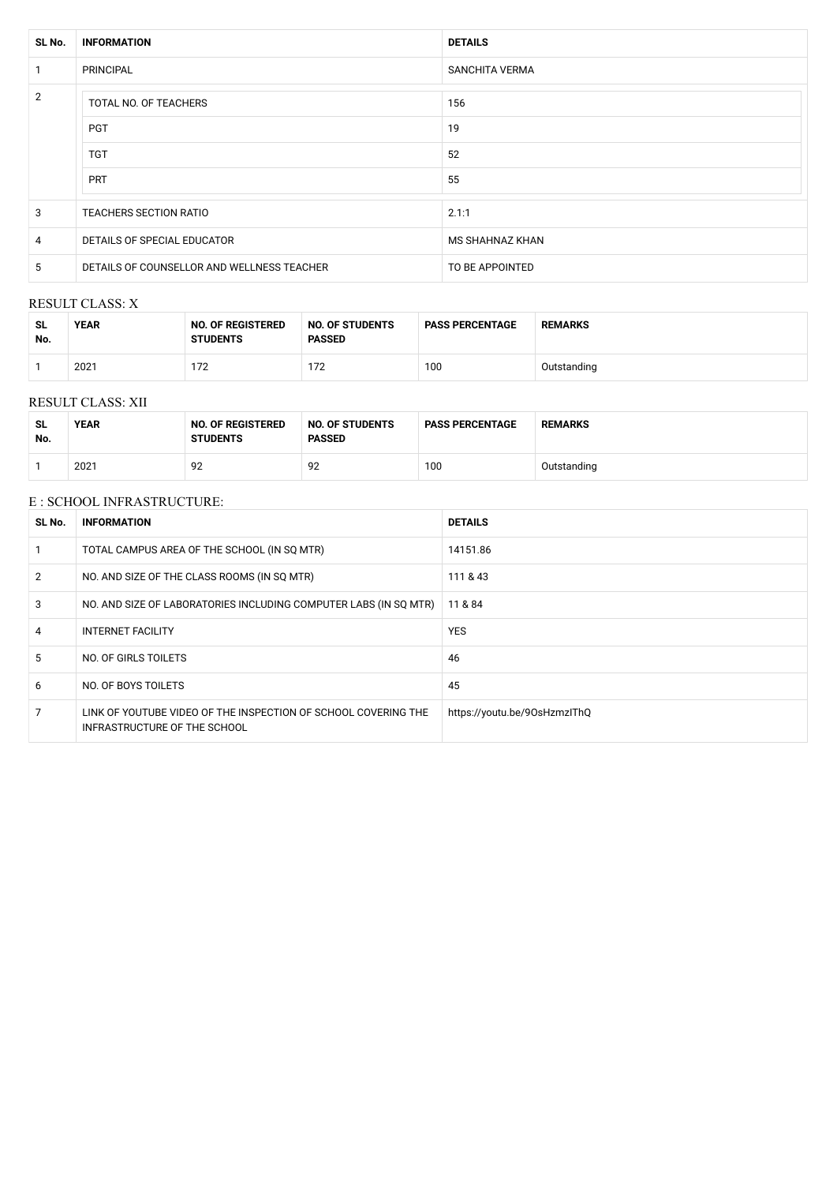| SL No. | INFORMATION | DETAILS |
| --- | --- | --- |
| 1 | PRINCIPAL | SANCHITA VERMA |
| 2 | TOTAL NO. OF TEACHERS | 156 |
| | PGT | 19 |
| | TGT | 52 |
| | PRT | 55 |
| 3 | TEACHERS SECTION RATIO | 2.1:1 |
| 4 | DETAILS OF SPECIAL EDUCATOR | MS SHAHNAZ KHAN |
| 5 | DETAILS OF COUNSELLOR AND WELLNESS TEACHER | TO BE APPOINTED |

## RESULT CLASS: X

| SL No. | YEAR | NO. OF REGISTERED STUDENTS | NO. OF STUDENTS PASSED | PASS PERCENTAGE | REMARKS |
| --- | --- | --- | --- | --- | --- |
| 1 | 2021 | 172 | 172 | 100 | Outstanding |

## RESULT CLASS: XII

| SL No. | YEAR | NO. OF REGISTERED STUDENTS | NO. OF STUDENTS PASSED | PASS PERCENTAGE | REMARKS |
| --- | --- | --- | --- | --- | --- |
| 1 | 2021 | 92 | 92 | 100 | Outstanding |

## E : SCHOOL INFRASTRUCTURE:

| SL No. | INFORMATION | DETAILS |
| --- | --- | --- |
| 1 | TOTAL CAMPUS AREA OF THE SCHOOL (IN SQ MTR) | 14151.86 |
| 2 | NO. AND SIZE OF THE CLASS ROOMS (IN SQ MTR) | 111 & 43 |
| 3 | NO. AND SIZE OF LABORATORIES INCLUDING COMPUTER LABS (IN SQ MTR) | 11 & 84 |
| 4 | INTERNET FACILITY | YES |
| 5 | NO. OF GIRLS TOILETS | 46 |
| 6 | NO. OF BOYS TOILETS | 45 |
| 7 | LINK OF YOUTUBE VIDEO OF THE INSPECTION OF SCHOOL COVERING THE INFRASTRUCTURE OF THE SCHOOL | https://youtu.be/9OsHzmzIThQ |